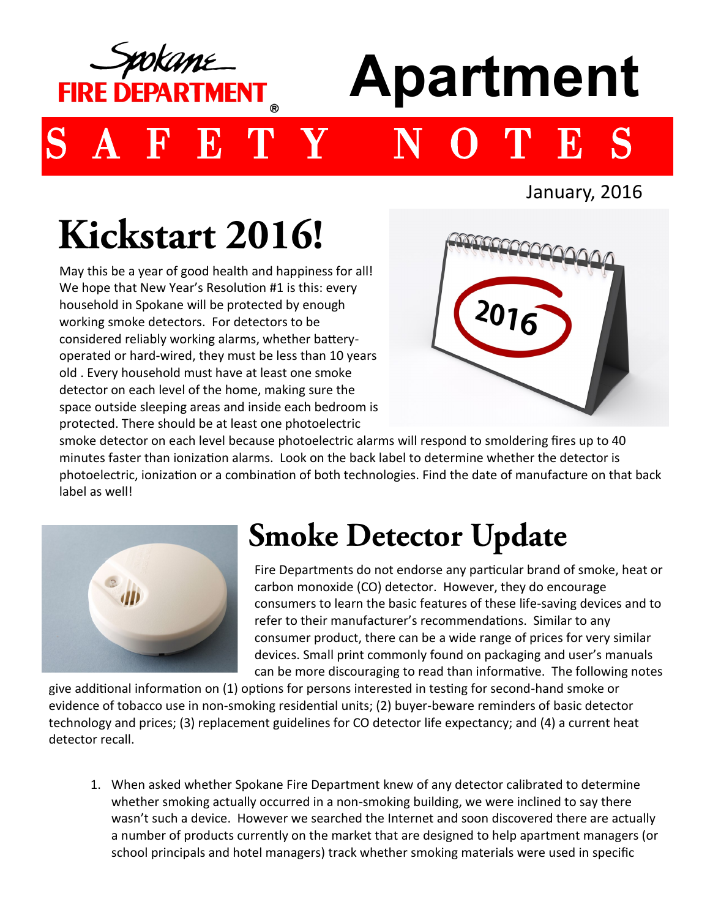Spokane FIRE DEPARTMENT

# Apartment SAFETY NOTES

January, 2016

## Kickstart 2016!

May this be a year of good health and happiness for all! We hope that New Year's Resolution #1 is this: every household in Spokane will be protected by enough working smoke detectors. For detectors to be considered reliably working alarms, whether battery-operated or hard-wired, they must be less than 10 years old . Every household must have at least one smoke detector on each level of the home, making sure the space outside sleeping areas and inside each bedroom is protected. There should be at least one photoelectric smoke detector on each level because photoelectric alarms will respond to smoldering fires up to 40 minutes faster than ionization alarms. Look on the back label to determine whether the detector is photoelectric, ionization or a combination of both technologies. Find the date of manufacture on that back label as well!

## Smoke Detector Update

Fire Departments do not endorse any particular brand of smoke, heat or carbon monoxide (CO) detector. However, they do encourage consumers to learn the basic features of these life-saving devices and to refer to their manufacturer's recommendations. Similar to any consumer product, there can be a wide range of prices for very similar devices. Small print commonly found on packaging and user's manuals can be more discouraging to read than informative. The following notes give additional information on (1) options for persons interested in testing for second-hand smoke or evidence of tobacco use in non-smoking residential units; (2) buyer-beware reminders of basic detector technology and prices; (3) replacement guidelines for CO detector life expectancy; and (4) a current heat detector recall.

1. When asked whether Spokane Fire Department knew of any detector calibrated to determine whether smoking actually occurred in a non-smoking building, we were inclined to say there wasn't such a device. However we searched the Internet and soon discovered there are actually a number of products currently on the market that are designed to help apartment managers (or school principals and hotel managers) track whether smoking materials were used in specific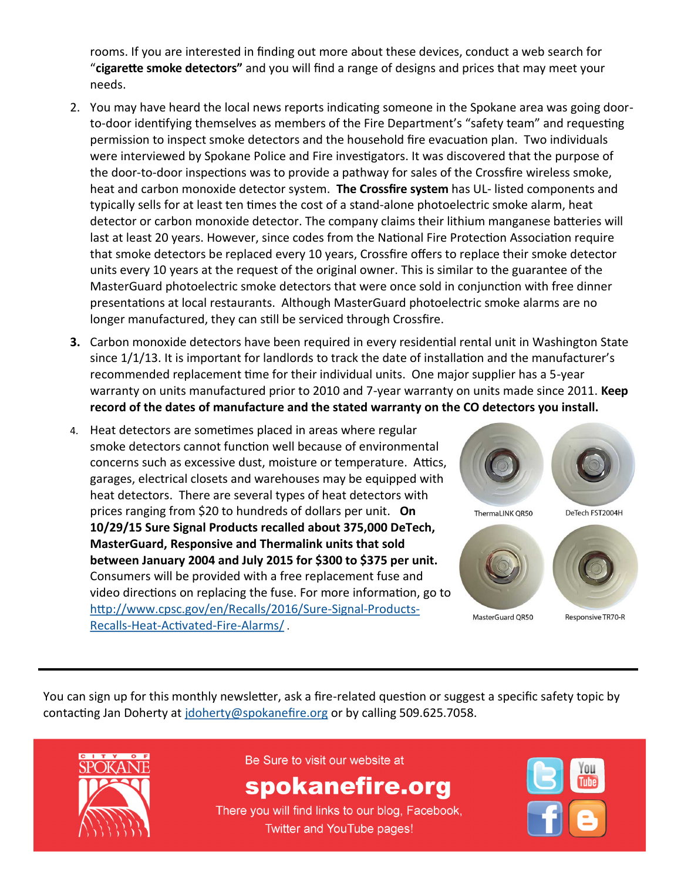rooms. If you are interested in finding out more about these devices, conduct a web search for "**cigarette smoke detectors"** and you will find a range of designs and prices that may meet your needs.

2. You may have heard the local news reports indicating someone in the Spokane area was going door-to-door identifying themselves as members of the Fire Department's "safety team" and requesting permission to inspect smoke detectors and the household fire evacuation plan. Two individuals were interviewed by Spokane Police and Fire investigators. It was discovered that the purpose of the door-to-door inspections was to provide a pathway for sales of the Crossfire wireless smoke, heat and carbon monoxide detector system. **The Crossfire system** has UL- listed components and typically sells for at least ten times the cost of a stand-alone photoelectric smoke alarm, heat detector or carbon monoxide detector. The company claims their lithium manganese batteries will last at least 20 years. However, since codes from the National Fire Protection Association require that smoke detectors be replaced every 10 years, Crossfire offers to replace their smoke detector units every 10 years at the request of the original owner. This is similar to the guarantee of the MasterGuard photoelectric smoke detectors that were once sold in conjunction with free dinner presentations at local restaurants. Although MasterGuard photoelectric smoke alarms are no longer manufactured, they can still be serviced through Crossfire.

3. Carbon monoxide detectors have been required in every residential rental unit in Washington State since 1/1/13. It is important for landlords to track the date of installation and the manufacturer's recommended replacement time for their individual units. One major supplier has a 5-year warranty on units manufactured prior to 2010 and 7-year warranty on units made since 2011. **Keep record of the dates of manufacture and the stated warranty on the CO detectors you install.**

4. Heat detectors are sometimes placed in areas where regular smoke detectors cannot function well because of environmental concerns such as excessive dust, moisture or temperature. Attics, garages, electrical closets and warehouses may be equipped with heat detectors. There are several types of heat detectors with prices ranging from $20 to hundreds of dollars per unit. **On 10/29/15 Sure Signal Products recalled about 375,000 DeTech, MasterGuard, Responsive and Thermalink units that sold between January 2004 and July 2015 for $300 to $375 per unit.** Consumers will be provided with a free replacement fuse and video directions on replacing the fuse. For more information, go to http://www.cpsc.gov/en/Recalls/2016/Sure-Signal-Products-Recalls-Heat-Activated-Fire-Alarms/ .

ThermaLINK QR50

DeTech FST2004H

MasterGuard QR50

Responsive TR70-R

---

You can sign up for this monthly newsletter, ask a fire-related question or suggest a specific safety topic by contacting Jan Doherty at jdoherty@spokanefire.org or by calling 509.625.7058.

CITY OF SPOKANE

Be Sure to visit our website at

**spokanefire.org**

There you will find links to our blog, Facebook, Twitter and YouTube pages!